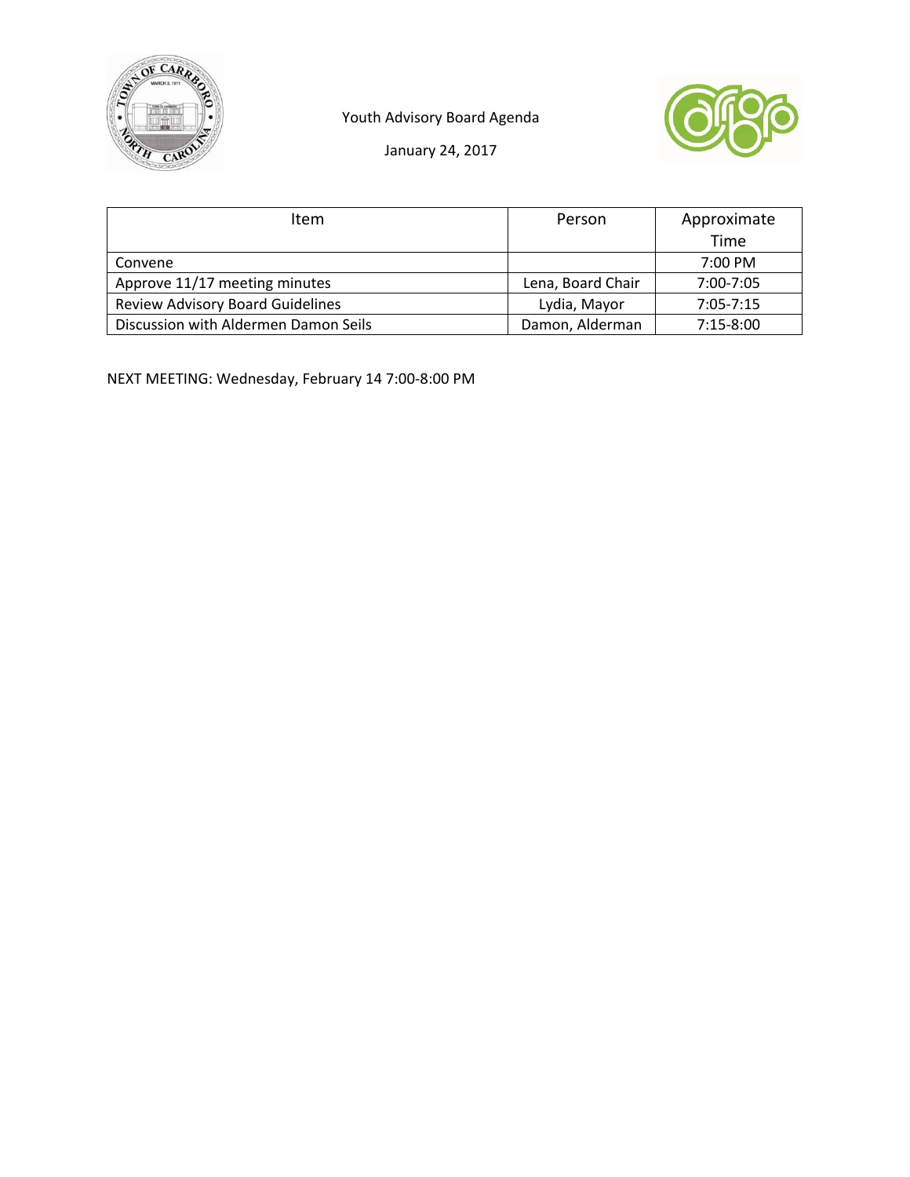Youth Advisory Board Agenda

January 24, 2017

| Item | Person | Approximate Time |
| --- | --- | --- |
| Convene | | 7:00 PM |
| Approve 11/17 meeting minutes | Lena, Board Chair | 7:00-7:05 |
| Review Advisory Board Guidelines | Lydia, Mayor | 7:05-7:15 |
| Discussion with Aldermen Damon Seils | Damon, Alderman | 7:15-8:00 |

NEXT MEETING: Wednesday, February 14 7:00-8:00 PM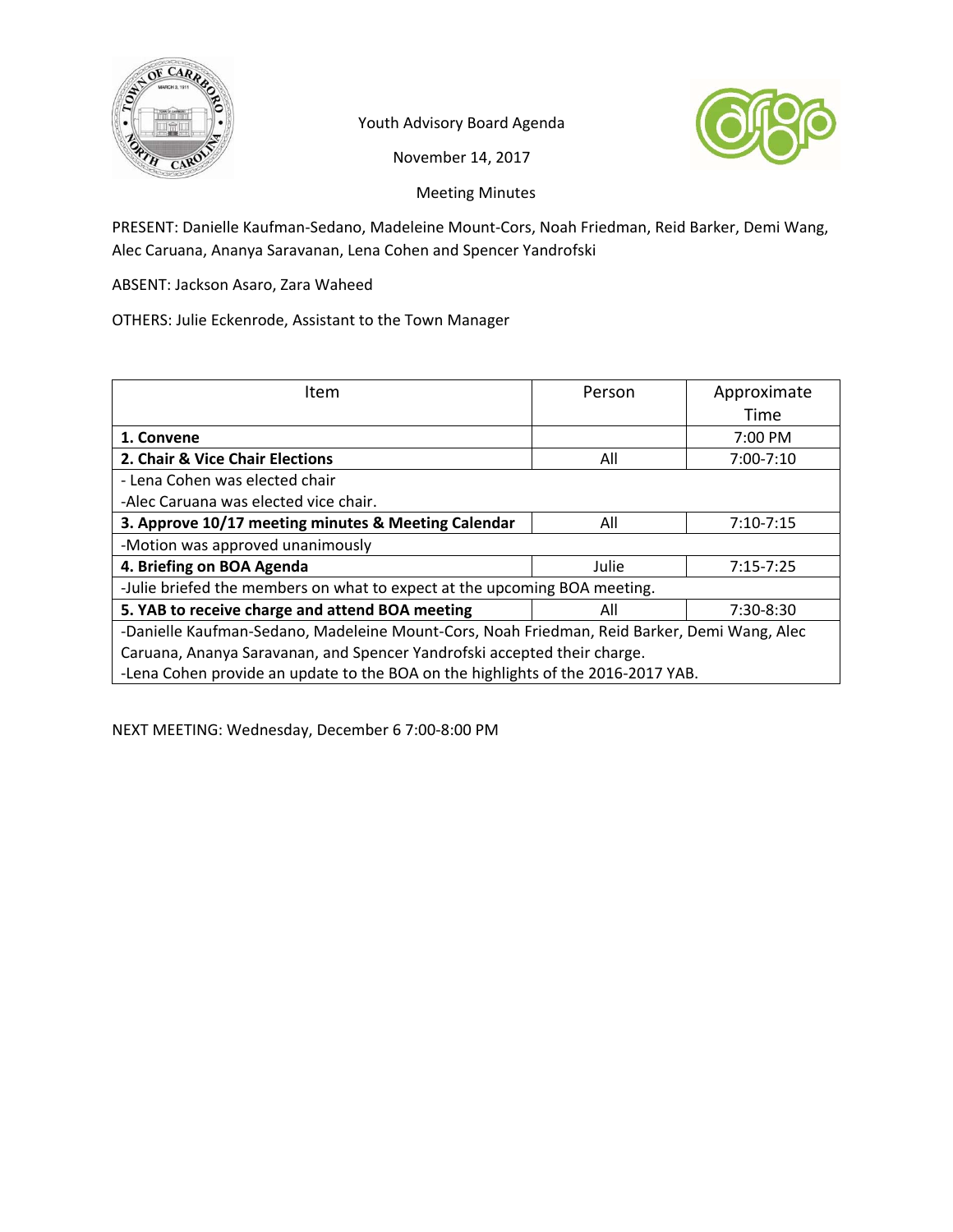Youth Advisory Board Agenda

November 14, 2017

Meeting Minutes

PRESENT: Danielle Kaufman-Sedano, Madeleine Mount-Cors, Noah Friedman, Reid Barker, Demi Wang, Alec Caruana, Ananya Saravanan, Lena Cohen and Spencer Yandrofski

ABSENT: Jackson Asaro, Zara Waheed

OTHERS: Julie Eckenrode, Assistant to the Town Manager

| Item | Person | Approximate Time |
|---|---|---|
| **1. Convene** | | 7:00 PM |
| **2. Chair & Vice Chair Elections** | All | 7:00-7:10 |
| - Lena Cohen was elected chair<br>-Alec Caruana was elected vice chair. | | |
| **3. Approve 10/17 meeting minutes & Meeting Calendar** | All | 7:10-7:15 |
| -Motion was approved unanimously | | |
| **4. Briefing on BOA Agenda** | Julie | 7:15-7:25 |
| -Julie briefed the members on what to expect at the upcoming BOA meeting. | | |
| **5. YAB to receive charge and attend BOA meeting** | All | 7:30-8:30 |
| -Danielle Kaufman-Sedano, Madeleine Mount-Cors, Noah Friedman, Reid Barker, Demi Wang, Alec Caruana, Ananya Saravanan, and Spencer Yandrofski accepted their charge.<br>-Lena Cohen provide an update to the BOA on the highlights of the 2016-2017 YAB. | | |

NEXT MEETING: Wednesday, December 6 7:00-8:00 PM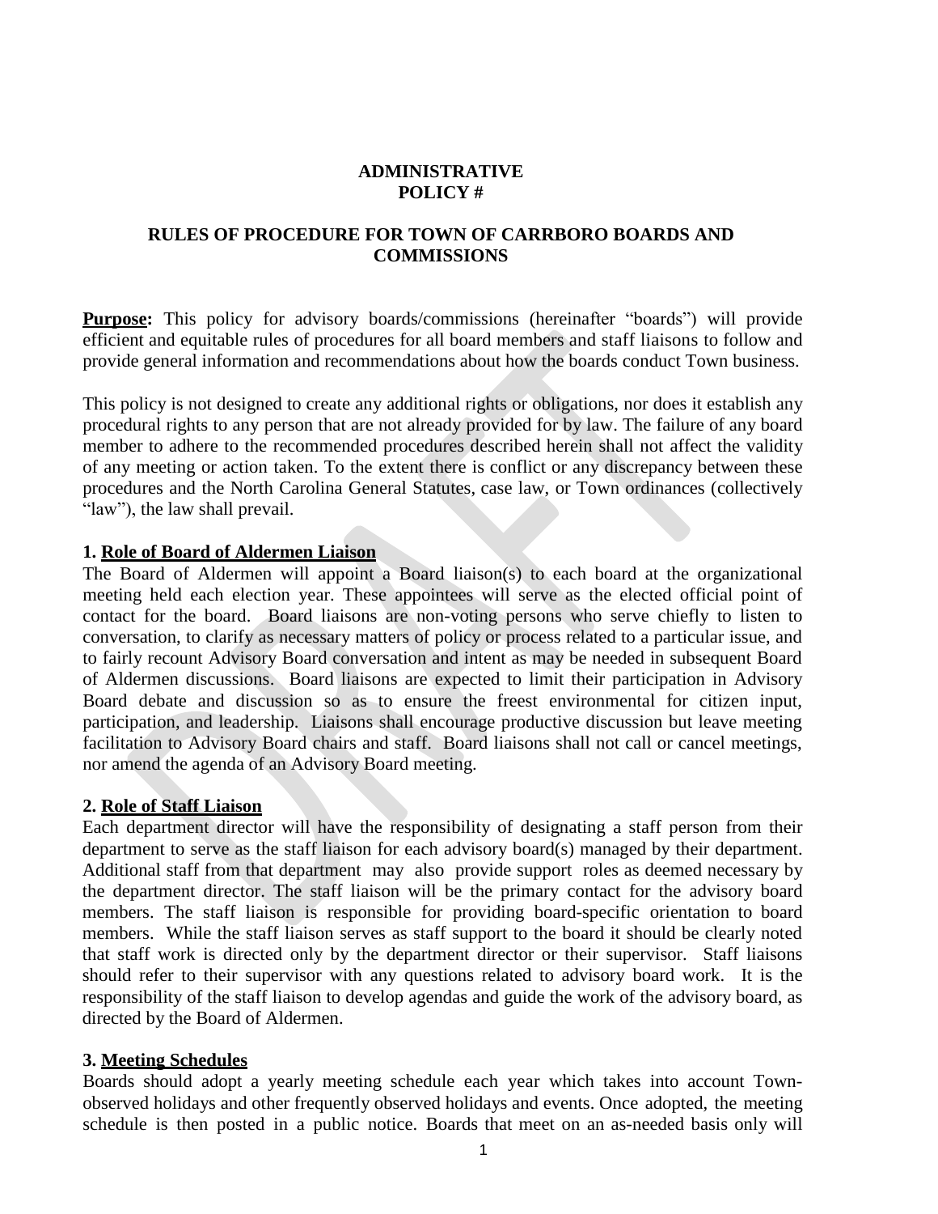**ADMINISTRATIVE POLICY #**

**RULES OF PROCEDURE FOR TOWN OF CARRBORO BOARDS AND COMMISSIONS**

**Purpose:** This policy for advisory boards/commissions (hereinafter "boards") will provide efficient and equitable rules of procedures for all board members and staff liaisons to follow and provide general information and recommendations about how the boards conduct Town business.

This policy is not designed to create any additional rights or obligations, nor does it establish any procedural rights to any person that are not already provided for by law. The failure of any board member to adhere to the recommended procedures described herein shall not affect the validity of any meeting or action taken. To the extent there is conflict or any discrepancy between these procedures and the North Carolina General Statutes, case law, or Town ordinances (collectively "law"), the law shall prevail.

### 1. Role of Board of Aldermen Liaison

The Board of Aldermen will appoint a Board liaison(s) to each board at the organizational meeting held each election year. These appointees will serve as the elected official point of contact for the board. Board liaisons are non-voting persons who serve chiefly to listen to conversation, to clarify as necessary matters of policy or process related to a particular issue, and to fairly recount Advisory Board conversation and intent as may be needed in subsequent Board of Aldermen discussions. Board liaisons are expected to limit their participation in Advisory Board debate and discussion so as to ensure the freest environmental for citizen input, participation, and leadership. Liaisons shall encourage productive discussion but leave meeting facilitation to Advisory Board chairs and staff. Board liaisons shall not call or cancel meetings, nor amend the agenda of an Advisory Board meeting.

### 2. Role of Staff Liaison

Each department director will have the responsibility of designating a staff person from their department to serve as the staff liaison for each advisory board(s) managed by their department. Additional staff from that department may also provide support roles as deemed necessary by the department director. The staff liaison will be the primary contact for the advisory board members. The staff liaison is responsible for providing board-specific orientation to board members. While the staff liaison serves as staff support to the board it should be clearly noted that staff work is directed only by the department director or their supervisor. Staff liaisons should refer to their supervisor with any questions related to advisory board work. It is the responsibility of the staff liaison to develop agendas and guide the work of the advisory board, as directed by the Board of Aldermen.

### 3. Meeting Schedules

Boards should adopt a yearly meeting schedule each year which takes into account Town-observed holidays and other frequently observed holidays and events. Once adopted, the meeting schedule is then posted in a public notice. Boards that meet on an as-needed basis only will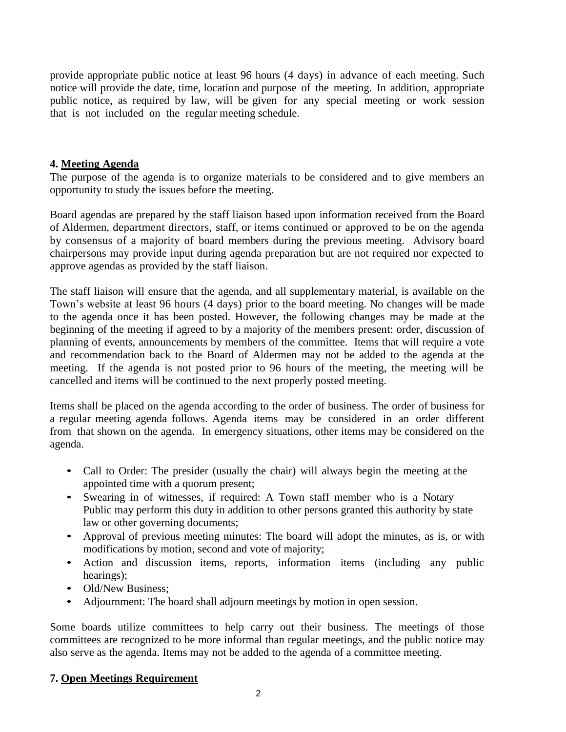provide appropriate public notice at least 96 hours (4 days) in advance of each meeting. Such notice will provide the date, time, location and purpose of the meeting. In addition, appropriate public notice, as required by law, will be given for any special meeting or work session that is not included on the regular meeting schedule.

**4. Meeting Agenda**

The purpose of the agenda is to organize materials to be considered and to give members an opportunity to study the issues before the meeting.

Board agendas are prepared by the staff liaison based upon information received from the Board of Aldermen, department directors, staff, or items continued or approved to be on the agenda by consensus of a majority of board members during the previous meeting. Advisory board chairpersons may provide input during agenda preparation but are not required nor expected to approve agendas as provided by the staff liaison.

The staff liaison will ensure that the agenda, and all supplementary material, is available on the Town's website at least 96 hours (4 days) prior to the board meeting. No changes will be made to the agenda once it has been posted. However, the following changes may be made at the beginning of the meeting if agreed to by a majority of the members present: order, discussion of planning of events, announcements by members of the committee. Items that will require a vote and recommendation back to the Board of Aldermen may not be added to the agenda at the meeting. If the agenda is not posted prior to 96 hours of the meeting, the meeting will be cancelled and items will be continued to the next properly posted meeting.

Items shall be placed on the agenda according to the order of business. The order of business for a regular meeting agenda follows. Agenda items may be considered in an order different from that shown on the agenda. In emergency situations, other items may be considered on the agenda.

- Call to Order: The presider (usually the chair) will always begin the meeting at the appointed time with a quorum present;
- Swearing in of witnesses, if required: A Town staff member who is a Notary Public may perform this duty in addition to other persons granted this authority by state law or other governing documents;
- Approval of previous meeting minutes: The board will adopt the minutes, as is, or with modifications by motion, second and vote of majority;
- Action and discussion items, reports, information items (including any public hearings);
- Old/New Business;
- Adjournment: The board shall adjourn meetings by motion in open session.

Some boards utilize committees to help carry out their business. The meetings of those committees are recognized to be more informal than regular meetings, and the public notice may also serve as the agenda. Items may not be added to the agenda of a committee meeting.

**7. Open Meetings Requirement**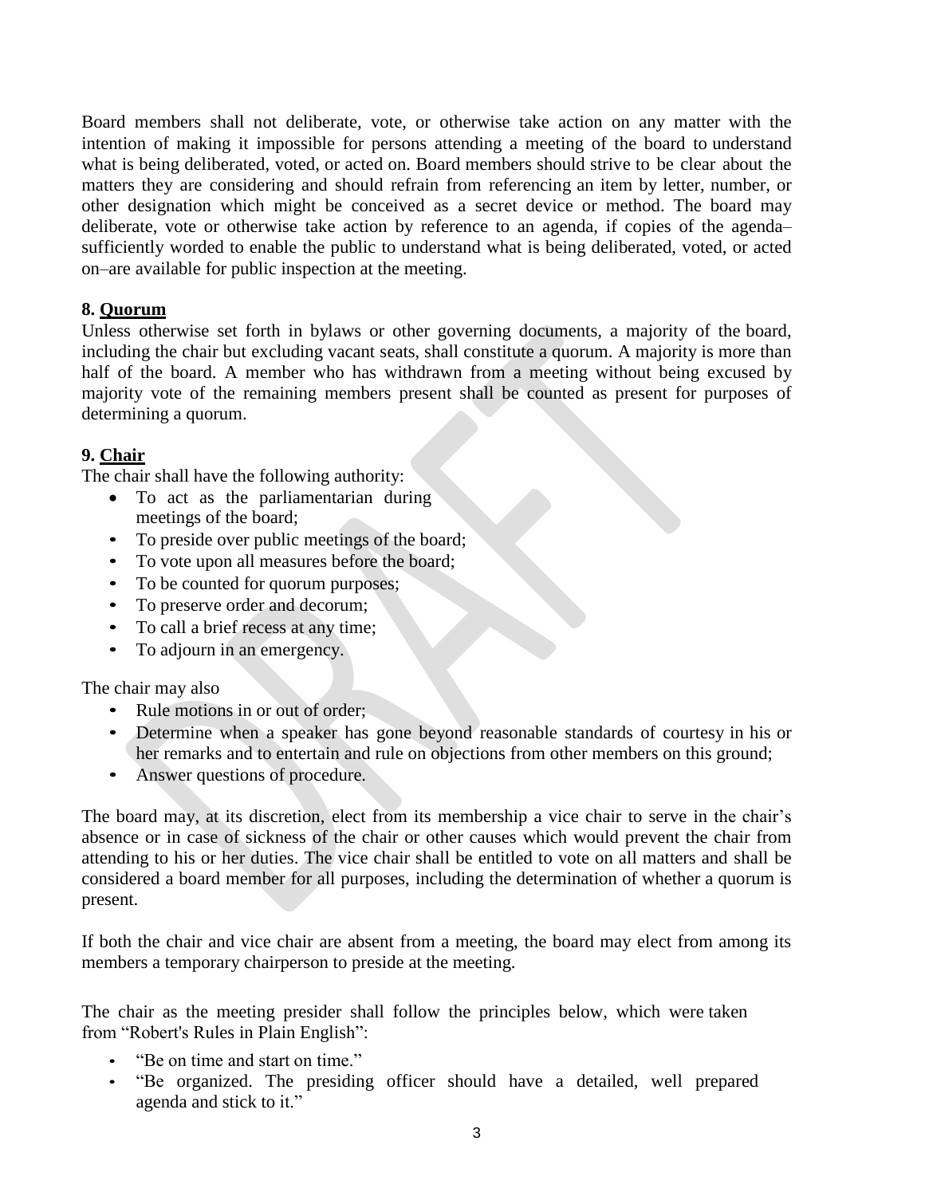Board members shall not deliberate, vote, or otherwise take action on any matter with the intention of making it impossible for persons attending a meeting of the board to understand what is being deliberated, voted, or acted on. Board members should strive to be clear about the matters they are considering and should refrain from referencing an item by letter, number, or other designation which might be conceived as a secret device or method. The board may deliberate, vote or otherwise take action by reference to an agenda, if copies of the agenda–sufficiently worded to enable the public to understand what is being deliberated, voted, or acted on–are available for public inspection at the meeting.

**8. Quorum**

Unless otherwise set forth in bylaws or other governing documents, a majority of the board, including the chair but excluding vacant seats, shall constitute a quorum. A majority is more than half of the board. A member who has withdrawn from a meeting without being excused by majority vote of the remaining members present shall be counted as present for purposes of determining a quorum.

**9. Chair**

The chair shall have the following authority:

- To act as the parliamentarian during meetings of the board;
- To preside over public meetings of the board;
- To vote upon all measures before the board;
- To be counted for quorum purposes;
- To preserve order and decorum;
- To call a brief recess at any time;
- To adjourn in an emergency.

The chair may also

- Rule motions in or out of order;
- Determine when a speaker has gone beyond reasonable standards of courtesy in his or her remarks and to entertain and rule on objections from other members on this ground;
- Answer questions of procedure.

The board may, at its discretion, elect from its membership a vice chair to serve in the chair's absence or in case of sickness of the chair or other causes which would prevent the chair from attending to his or her duties. The vice chair shall be entitled to vote on all matters and shall be considered a board member for all purposes, including the determination of whether a quorum is present.

If both the chair and vice chair are absent from a meeting, the board may elect from among its members a temporary chairperson to preside at the meeting.

The chair as the meeting presider shall follow the principles below, which were taken from "Robert's Rules in Plain English":

- "Be on time and start on time."
- "Be organized. The presiding officer should have a detailed, well prepared agenda and stick to it."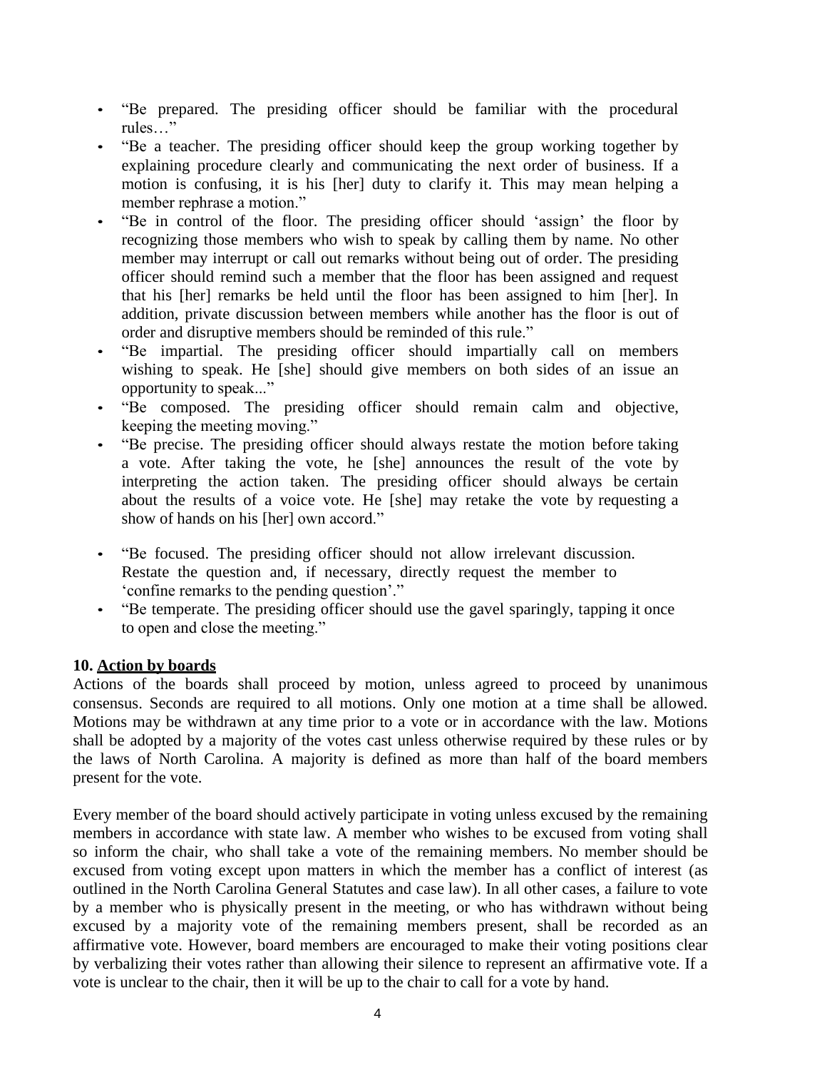- "Be prepared. The presiding officer should be familiar with the procedural rules…"
- "Be a teacher. The presiding officer should keep the group working together by explaining procedure clearly and communicating the next order of business. If a motion is confusing, it is his [her] duty to clarify it. This may mean helping a member rephrase a motion."
- "Be in control of the floor. The presiding officer should 'assign' the floor by recognizing those members who wish to speak by calling them by name. No other member may interrupt or call out remarks without being out of order. The presiding officer should remind such a member that the floor has been assigned and request that his [her] remarks be held until the floor has been assigned to him [her]. In addition, private discussion between members while another has the floor is out of order and disruptive members should be reminded of this rule."
- "Be impartial. The presiding officer should impartially call on members wishing to speak. He [she] should give members on both sides of an issue an opportunity to speak..."
- "Be composed. The presiding officer should remain calm and objective, keeping the meeting moving."
- "Be precise. The presiding officer should always restate the motion before taking a vote. After taking the vote, he [she] announces the result of the vote by interpreting the action taken. The presiding officer should always be certain about the results of a voice vote. He [she] may retake the vote by requesting a show of hands on his [her] own accord."
- "Be focused. The presiding officer should not allow irrelevant discussion. Restate the question and, if necessary, directly request the member to 'confine remarks to the pending question'."
- "Be temperate. The presiding officer should use the gavel sparingly, tapping it once to open and close the meeting."

**10. Action by boards**

Actions of the boards shall proceed by motion, unless agreed to proceed by unanimous consensus. Seconds are required to all motions. Only one motion at a time shall be allowed. Motions may be withdrawn at any time prior to a vote or in accordance with the law. Motions shall be adopted by a majority of the votes cast unless otherwise required by these rules or by the laws of North Carolina. A majority is defined as more than half of the board members present for the vote.

Every member of the board should actively participate in voting unless excused by the remaining members in accordance with state law. A member who wishes to be excused from voting shall so inform the chair, who shall take a vote of the remaining members. No member should be excused from voting except upon matters in which the member has a conflict of interest (as outlined in the North Carolina General Statutes and case law). In all other cases, a failure to vote by a member who is physically present in the meeting, or who has withdrawn without being excused by a majority vote of the remaining members present, shall be recorded as an affirmative vote. However, board members are encouraged to make their voting positions clear by verbalizing their votes rather than allowing their silence to represent an affirmative vote. If a vote is unclear to the chair, then it will be up to the chair to call for a vote by hand.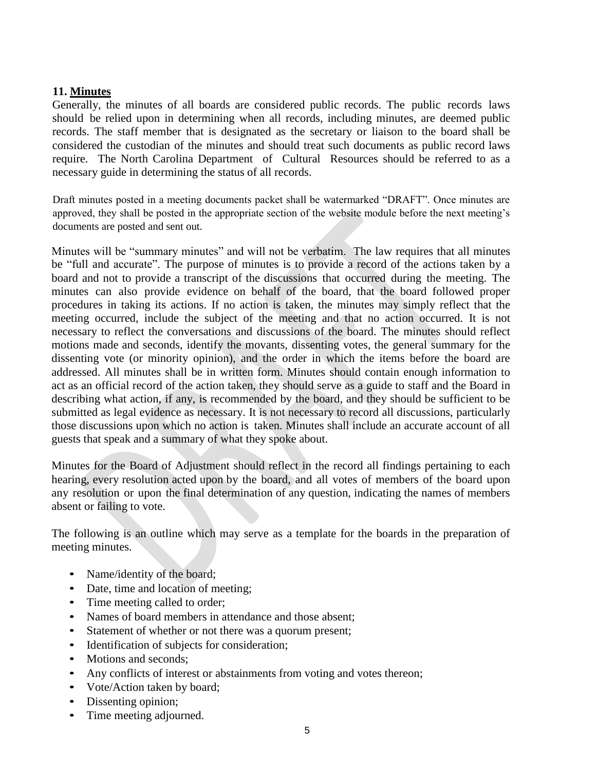**11. Minutes**

Generally, the minutes of all boards are considered public records. The public records laws should be relied upon in determining when all records, including minutes, are deemed public records. The staff member that is designated as the secretary or liaison to the board shall be considered the custodian of the minutes and should treat such documents as public record laws require. The North Carolina Department of Cultural Resources should be referred to as a necessary guide in determining the status of all records.

Draft minutes posted in a meeting documents packet shall be watermarked "DRAFT". Once minutes are approved, they shall be posted in the appropriate section of the website module before the next meeting's documents are posted and sent out.

Minutes will be "summary minutes" and will not be verbatim. The law requires that all minutes be "full and accurate". The purpose of minutes is to provide a record of the actions taken by a board and not to provide a transcript of the discussions that occurred during the meeting. The minutes can also provide evidence on behalf of the board, that the board followed proper procedures in taking its actions. If no action is taken, the minutes may simply reflect that the meeting occurred, include the subject of the meeting and that no action occurred. It is not necessary to reflect the conversations and discussions of the board. The minutes should reflect motions made and seconds, identify the movants, dissenting votes, the general summary for the dissenting vote (or minority opinion), and the order in which the items before the board are addressed. All minutes shall be in written form. Minutes should contain enough information to act as an official record of the action taken, they should serve as a guide to staff and the Board in describing what action, if any, is recommended by the board, and they should be sufficient to be submitted as legal evidence as necessary. It is not necessary to record all discussions, particularly those discussions upon which no action is taken. Minutes shall include an accurate account of all guests that speak and a summary of what they spoke about.

Minutes for the Board of Adjustment should reflect in the record all findings pertaining to each hearing, every resolution acted upon by the board, and all votes of members of the board upon any resolution or upon the final determination of any question, indicating the names of members absent or failing to vote.

The following is an outline which may serve as a template for the boards in the preparation of meeting minutes.

- Name/identity of the board;
- Date, time and location of meeting;
- Time meeting called to order;
- Names of board members in attendance and those absent;
- Statement of whether or not there was a quorum present;
- Identification of subjects for consideration;
- Motions and seconds;
- Any conflicts of interest or abstainments from voting and votes thereon;
- Vote/Action taken by board;
- Dissenting opinion;
- Time meeting adjourned.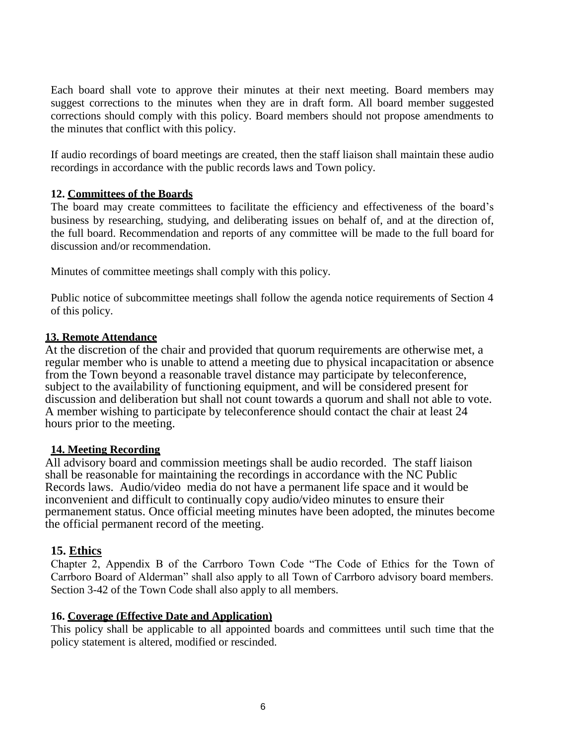Each board shall vote to approve their minutes at their next meeting. Board members may suggest corrections to the minutes when they are in draft form. All board member suggested corrections should comply with this policy. Board members should not propose amendments to the minutes that conflict with this policy.

If audio recordings of board meetings are created, then the staff liaison shall maintain these audio recordings in accordance with the public records laws and Town policy.

**12. Committees of the Boards**

The board may create committees to facilitate the efficiency and effectiveness of the board's business by researching, studying, and deliberating issues on behalf of, and at the direction of, the full board. Recommendation and reports of any committee will be made to the full board for discussion and/or recommendation.

Minutes of committee meetings shall comply with this policy.

Public notice of subcommittee meetings shall follow the agenda notice requirements of Section 4 of this policy.

**13. Remote Attendance**

At the discretion of the chair and provided that quorum requirements are otherwise met, a regular member who is unable to attend a meeting due to physical incapacitation or absence from the Town beyond a reasonable travel distance may participate by teleconference, subject to the availability of functioning equipment, and will be considered present for discussion and deliberation but shall not count towards a quorum and shall not able to vote. A member wishing to participate by teleconference should contact the chair at least 24 hours prior to the meeting.

**14. Meeting Recording**

All advisory board and commission meetings shall be audio recorded. The staff liaison shall be reasonable for maintaining the recordings in accordance with the NC Public Records laws. Audio/video media do not have a permanent life space and it would be inconvenient and difficult to continually copy audio/video minutes to ensure their permanement status. Once official meeting minutes have been adopted, the minutes become the official permanent record of the meeting.

**15. Ethics**

Chapter 2, Appendix B of the Carrboro Town Code "The Code of Ethics for the Town of Carrboro Board of Alderman" shall also apply to all Town of Carrboro advisory board members. Section 3-42 of the Town Code shall also apply to all members.

**16. Coverage (Effective Date and Application)**

This policy shall be applicable to all appointed boards and committees until such time that the policy statement is altered, modified or rescinded.